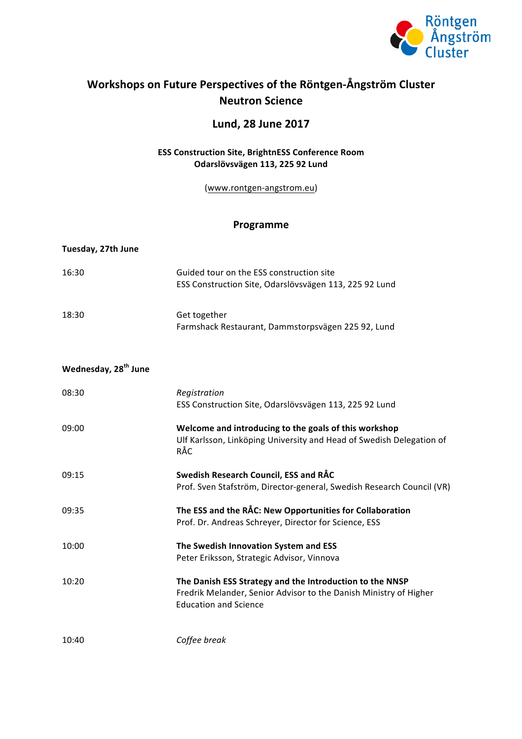Röntgen Ångström Cluster

# Workshops on Future Perspectives of the Röntgen-Ångström Cluster
## Neutron Science

## Lund, 28 June 2017

**ESS Construction Site, BrightnESS Conference Room**
**Odarslövsvägen 113, 225 92 Lund**

(www.rontgen-angstrom.eu)

## Programme

**Tuesday, 27th June**

| | |
|---|---|
| 16:30 | Guided tour on the ESS construction site<br>ESS Construction Site, Odarslövsvägen 113, 225 92 Lund |
| 18:30 | Get together<br>Farmshack Restaurant, Dammstorpsvägen 225 92, Lund |

**Wednesday, 28th June**

| | |
|---|---|
| 08:30 | *Registration*<br>ESS Construction Site, Odarslövsvägen 113, 225 92 Lund |
| 09:00 | **Welcome and introducing to the goals of this workshop**<br>Ulf Karlsson, Linköping University and Head of Swedish Delegation of RÅC |
| 09:15 | **Swedish Research Council, ESS and RÅC**<br>Prof. Sven Stafström, Director-general, Swedish Research Council (VR) |
| 09:35 | **The ESS and the RÅC: New Opportunities for Collaboration**<br>Prof. Dr. Andreas Schreyer, Director for Science, ESS |
| 10:00 | **The Swedish Innovation System and ESS**<br>Peter Eriksson, Strategic Advisor, Vinnova |
| 10:20 | **The Danish ESS Strategy and the Introduction to the NNSP**<br>Fredrik Melander, Senior Advisor to the Danish Ministry of Higher Education and Science |
| 10:40 | *Coffee break* |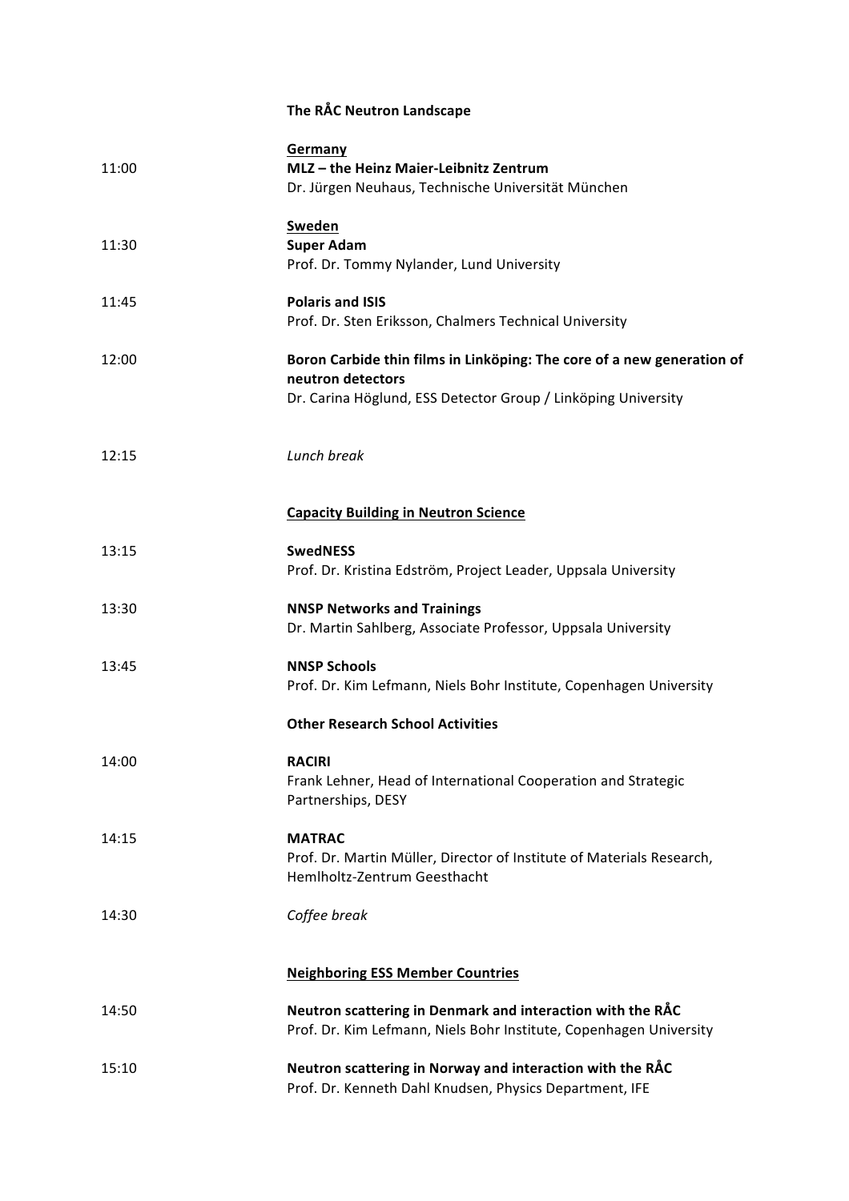**The RÅC Neutron Landscape**

| | |
|---|---|
| | <u>**Germany**</u> |
| 11:00 | **MLZ – the Heinz Maier-Leibnitz Zentrum**<br>Dr. Jürgen Neuhaus, Technische Universität München |
| | <u>**Sweden**</u> |
| 11:30 | **Super Adam**<br>Prof. Dr. Tommy Nylander, Lund University |
| 11:45 | **Polaris and ISIS**<br>Prof. Dr. Sten Eriksson, Chalmers Technical University |
| 12:00 | **Boron Carbide thin films in Linköping: The core of a new generation of neutron detectors**<br>Dr. Carina Höglund, ESS Detector Group / Linköping University |
| 12:15 | *Lunch break* |

<u>**Capacity Building in Neutron Science**</u>

| | |
|---|---|
| 13:15 | **SwedNESS**<br>Prof. Dr. Kristina Edström, Project Leader, Uppsala University |
| 13:30 | **NNSP Networks and Trainings**<br>Dr. Martin Sahlberg, Associate Professor, Uppsala University |
| 13:45 | **NNSP Schools**<br>Prof. Dr. Kim Lefmann, Niels Bohr Institute, Copenhagen University |
| | **Other Research School Activities** |
| 14:00 | **RACIRI**<br>Frank Lehner, Head of International Cooperation and Strategic Partnerships, DESY |
| 14:15 | **MATRAC**<br>Prof. Dr. Martin Müller, Director of Institute of Materials Research, Hemlholtz-Zentrum Geesthacht |
| 14:30 | *Coffee break* |

<u>**Neighboring ESS Member Countries**</u>

| | |
|---|---|
| 14:50 | **Neutron scattering in Denmark and interaction with the RÅC**<br>Prof. Dr. Kim Lefmann, Niels Bohr Institute, Copenhagen University |
| 15:10 | **Neutron scattering in Norway and interaction with the RÅC**<br>Prof. Dr. Kenneth Dahl Knudsen, Physics Department, IFE |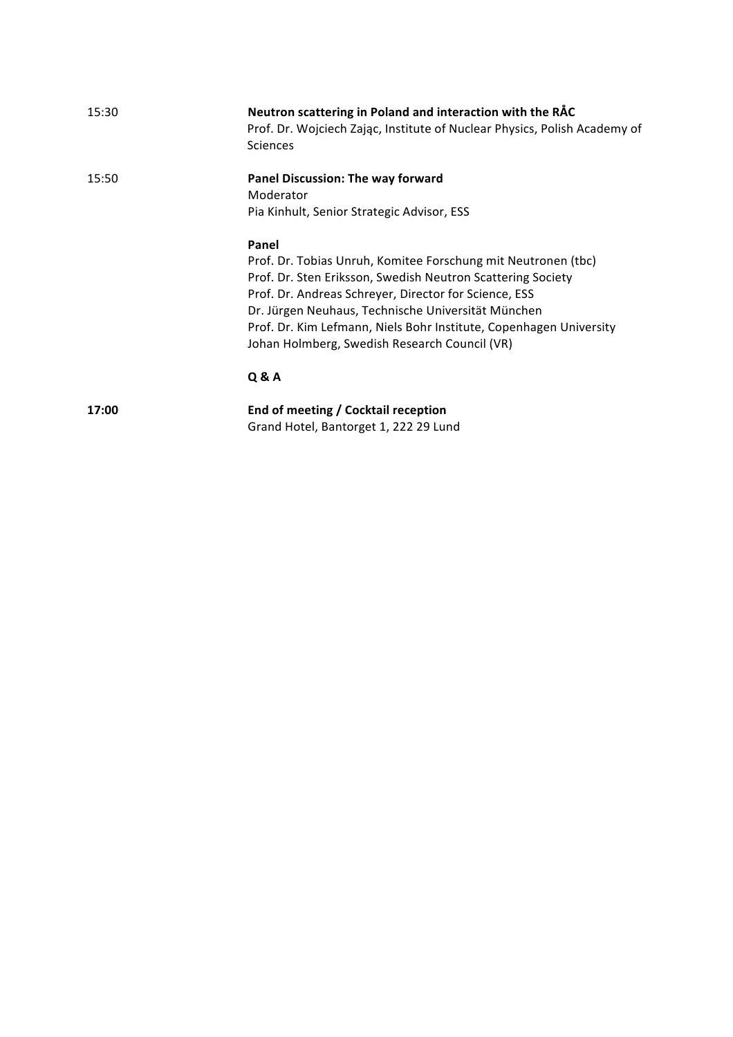| | |
|---|---|
| 15:30 | **Neutron scattering in Poland and interaction with the RÅC**<br>Prof. Dr. Wojciech Zając, Institute of Nuclear Physics, Polish Academy of Sciences |
| 15:50 | **Panel Discussion: The way forward**<br>Moderator<br>Pia Kinhult, Senior Strategic Advisor, ESS<br><br>**Panel**<br>Prof. Dr. Tobias Unruh, Komitee Forschung mit Neutronen (tbc)<br>Prof. Dr. Sten Eriksson, Swedish Neutron Scattering Society<br>Prof. Dr. Andreas Schreyer, Director for Science, ESS<br>Dr. Jürgen Neuhaus, Technische Universität München<br>Prof. Dr. Kim Lefmann, Niels Bohr Institute, Copenhagen University<br>Johan Holmberg, Swedish Research Council (VR)<br><br>**Q & A** |
| **17:00** | **End of meeting / Cocktail reception**<br>Grand Hotel, Bantorget 1, 222 29 Lund |